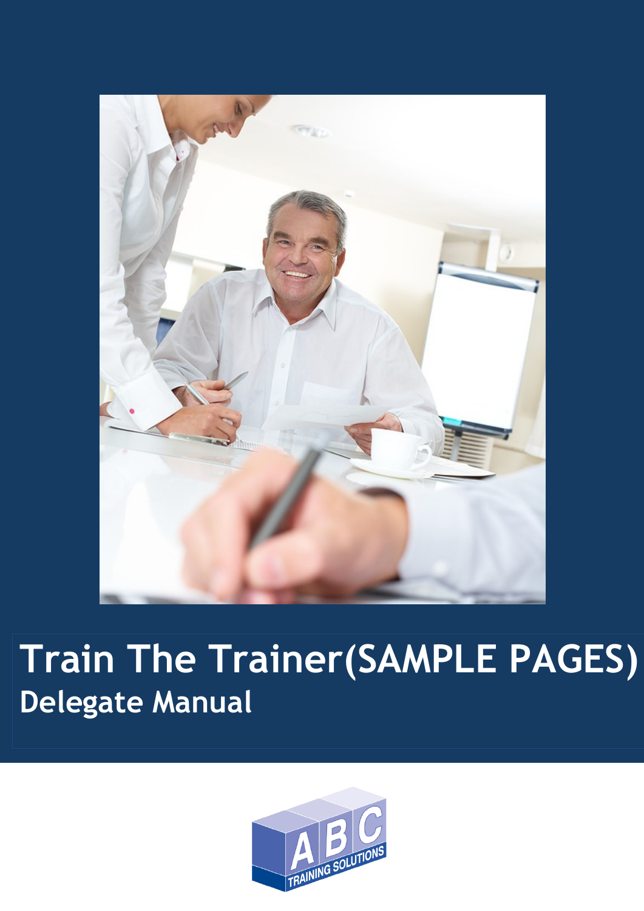# Train The Trainer(SAMPLE PAGES)

## Delegate Manual

ABC TRAINING SOLUTIONS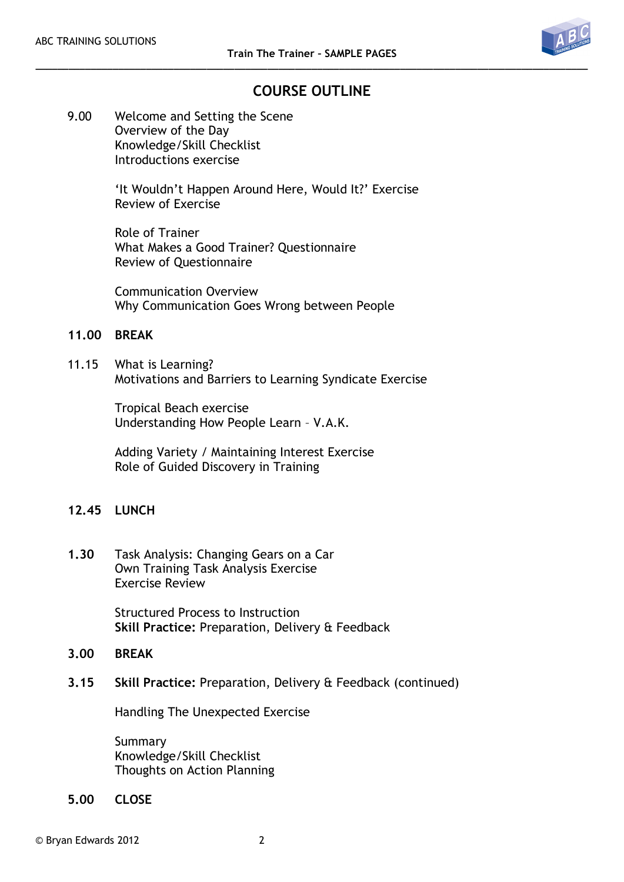# COURSE OUTLINE

9.00 Welcome and Setting the Scene
Overview of the Day
Knowledge/Skill Checklist
Introductions exercise

'It Wouldn't Happen Around Here, Would It?' Exercise
Review of Exercise

Role of Trainer
What Makes a Good Trainer? Questionnaire
Review of Questionnaire

Communication Overview
Why Communication Goes Wrong between People

**11.00 BREAK**

11.15 What is Learning?
Motivations and Barriers to Learning Syndicate Exercise

Tropical Beach exercise
Understanding How People Learn – V.A.K.

Adding Variety / Maintaining Interest Exercise
Role of Guided Discovery in Training

**12.45 LUNCH**

**1.30** Task Analysis: Changing Gears on a Car
Own Training Task Analysis Exercise
Exercise Review

Structured Process to Instruction
**Skill Practice:** Preparation, Delivery & Feedback

**3.00 BREAK**

**3.15** **Skill Practice:** Preparation, Delivery & Feedback (continued)

Handling The Unexpected Exercise

Summary
Knowledge/Skill Checklist
Thoughts on Action Planning

**5.00 CLOSE**

© Bryan Edwards 2012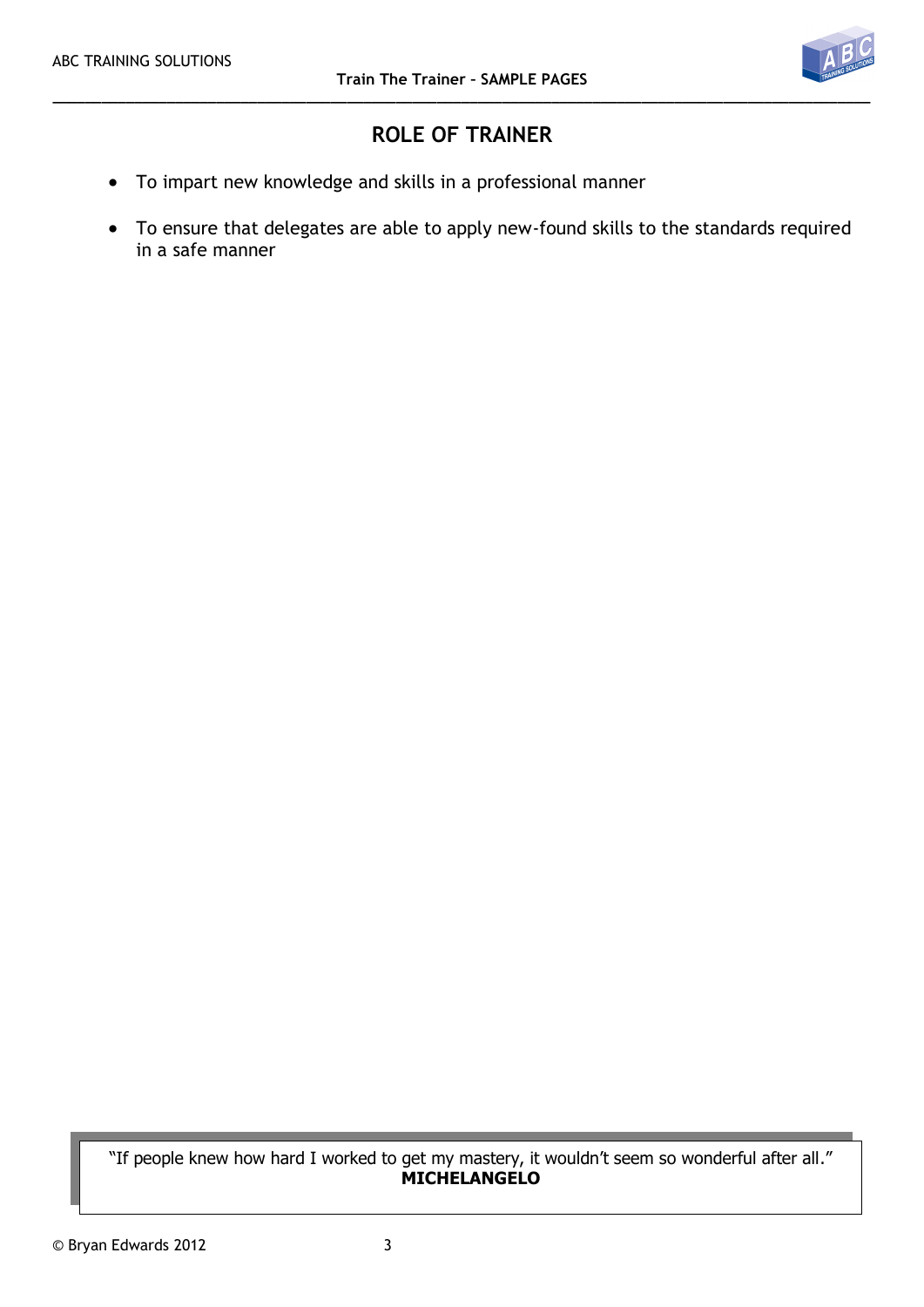## ROLE OF TRAINER

- To impart new knowledge and skills in a professional manner
- To ensure that delegates are able to apply new-found skills to the standards required in a safe manner

"If people knew how hard I worked to get my mastery, it wouldn't seem so wonderful after all."
**MICHELANGELO**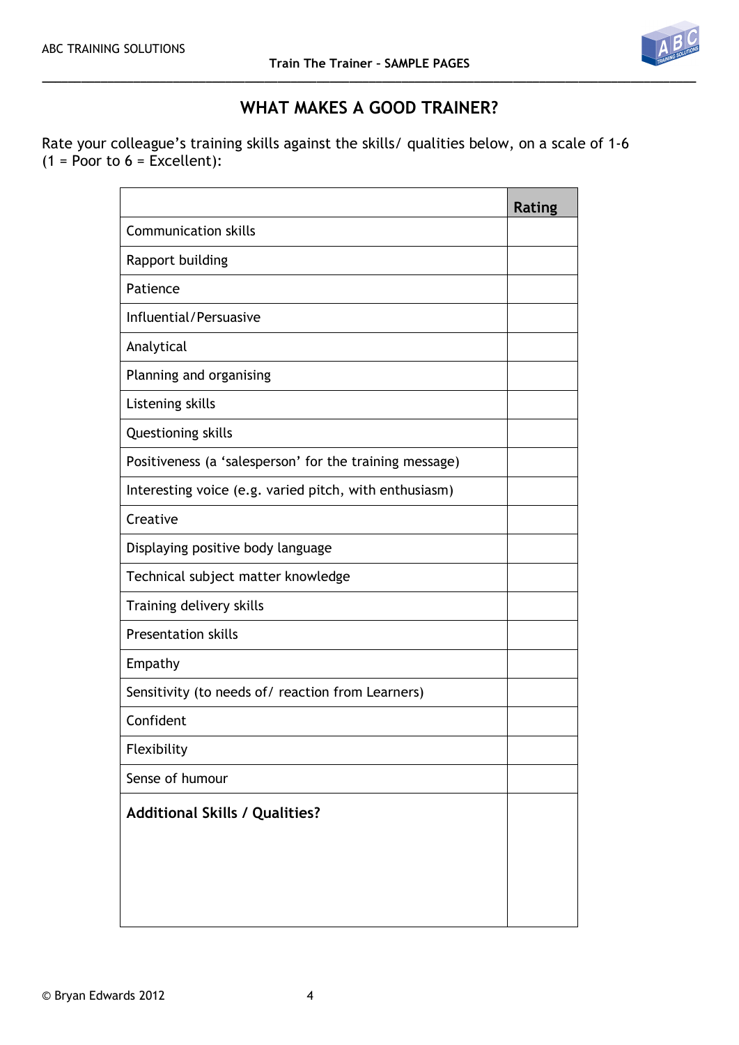## WHAT MAKES A GOOD TRAINER?

Rate your colleague's training skills against the skills/ qualities below, on a scale of 1-6 (1 = Poor to 6 = Excellent):

| | Rating |
|---|---|
| Communication skills | |
| Rapport building | |
| Patience | |
| Influential/Persuasive | |
| Analytical | |
| Planning and organising | |
| Listening skills | |
| Questioning skills | |
| Positiveness (a 'salesperson' for the training message) | |
| Interesting voice (e.g. varied pitch, with enthusiasm) | |
| Creative | |
| Displaying positive body language | |
| Technical subject matter knowledge | |
| Training delivery skills | |
| Presentation skills | |
| Empathy | |
| Sensitivity (to needs of/ reaction from Learners) | |
| Confident | |
| Flexibility | |
| Sense of humour | |
| **Additional Skills / Qualities?** | |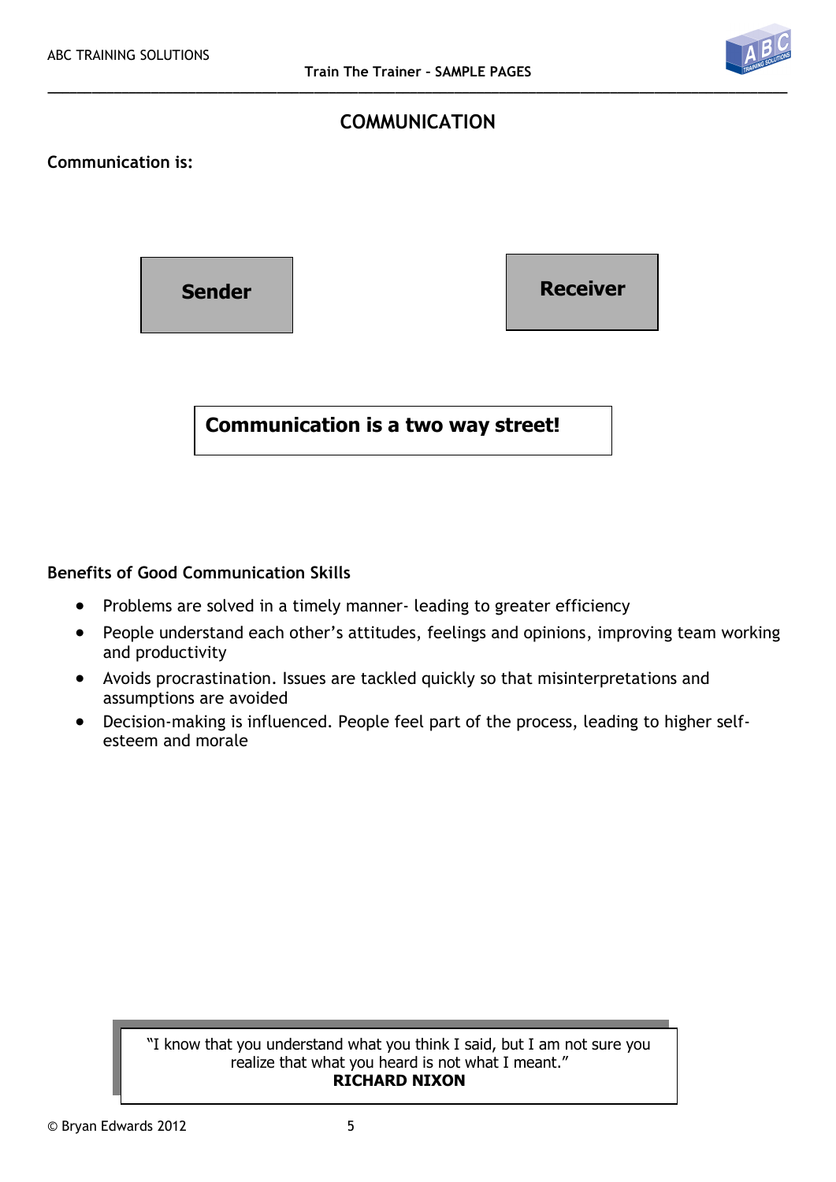# COMMUNICATION

**Communication is:**

**Sender**

**Receiver**

**Communication is a two way street!**

**Benefits of Good Communication Skills**

- Problems are solved in a timely manner- leading to greater efficiency
- People understand each other's attitudes, feelings and opinions, improving team working and productivity
- Avoids procrastination. Issues are tackled quickly so that misinterpretations and assumptions are avoided
- Decision-making is influenced. People feel part of the process, leading to higher self-esteem and morale

> "I know that you understand what you think I said, but I am not sure you realize that what you heard is not what I meant."
> **RICHARD NIXON**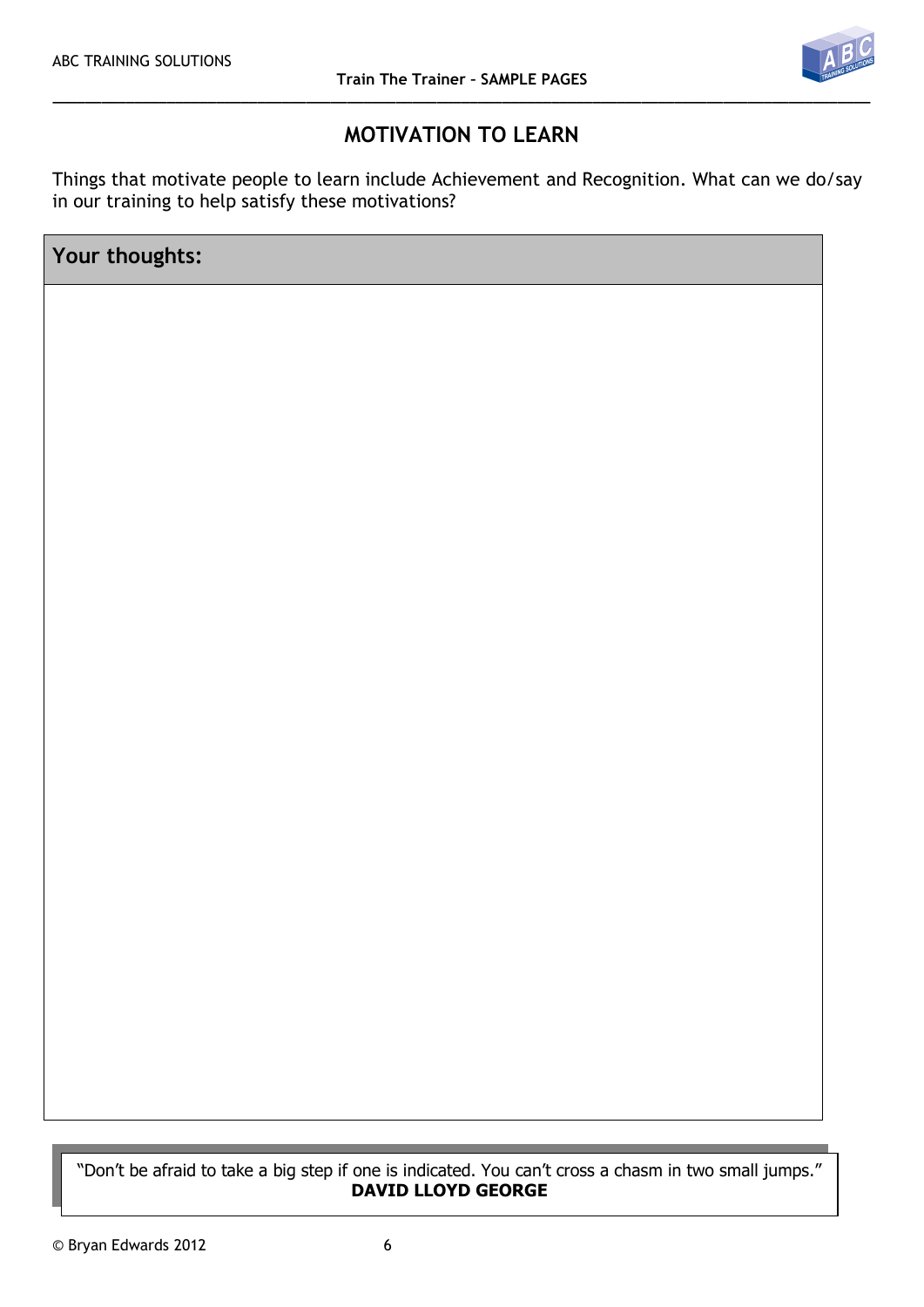## MOTIVATION TO LEARN

Things that motivate people to learn include Achievement and Recognition. What can we do/say in our training to help satisfy these motivations?

| **Your thoughts:** |
| --- |
| |

"Don't be afraid to take a big step if one is indicated. You can't cross a chasm in two small jumps."
**DAVID LLOYD GEORGE**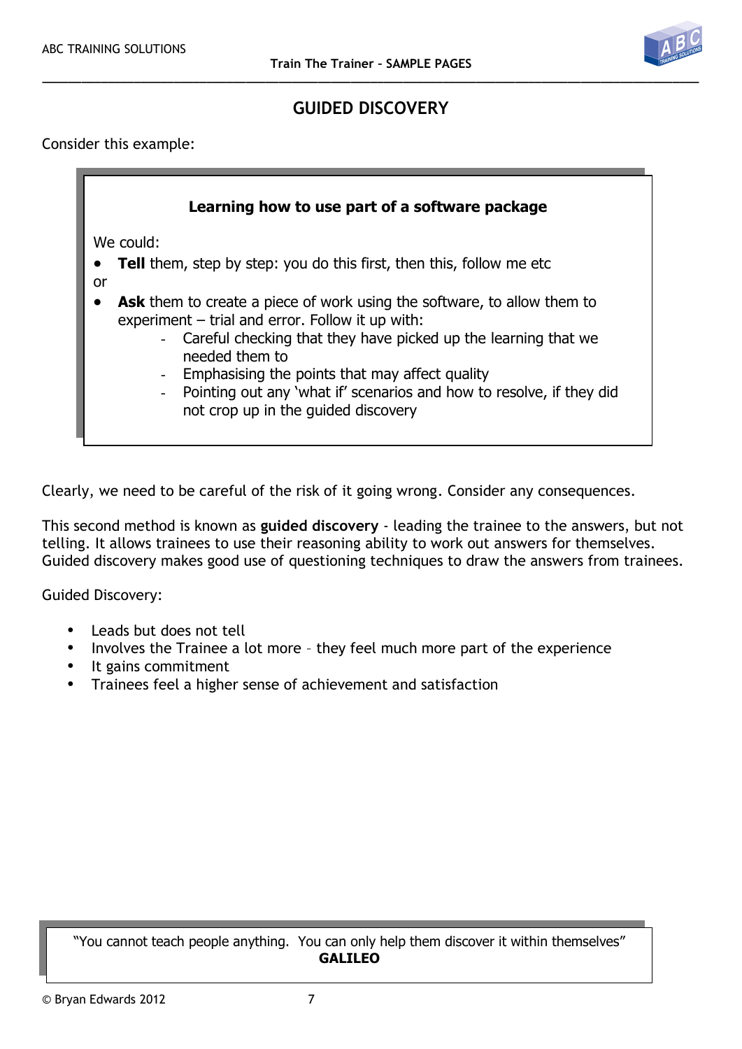# GUIDED DISCOVERY

Consider this example:

**Learning how to use part of a software package**

We could:

- **Tell** them, step by step: you do this first, then this, follow me etc

or

- **Ask** them to create a piece of work using the software, to allow them to experiment – trial and error. Follow it up with:
  - Careful checking that they have picked up the learning that we needed them to
  - Emphasising the points that may affect quality
  - Pointing out any 'what if' scenarios and how to resolve, if they did not crop up in the guided discovery

Clearly, we need to be careful of the risk of it going wrong. Consider any consequences.

This second method is known as **guided discovery** - leading the trainee to the answers, but not telling. It allows trainees to use their reasoning ability to work out answers for themselves. Guided discovery makes good use of questioning techniques to draw the answers from trainees.

Guided Discovery:

- Leads but does not tell
- Involves the Trainee a lot more – they feel much more part of the experience
- It gains commitment
- Trainees feel a higher sense of achievement and satisfaction

"You cannot teach people anything. You can only help them discover it within themselves"
**GALILEO**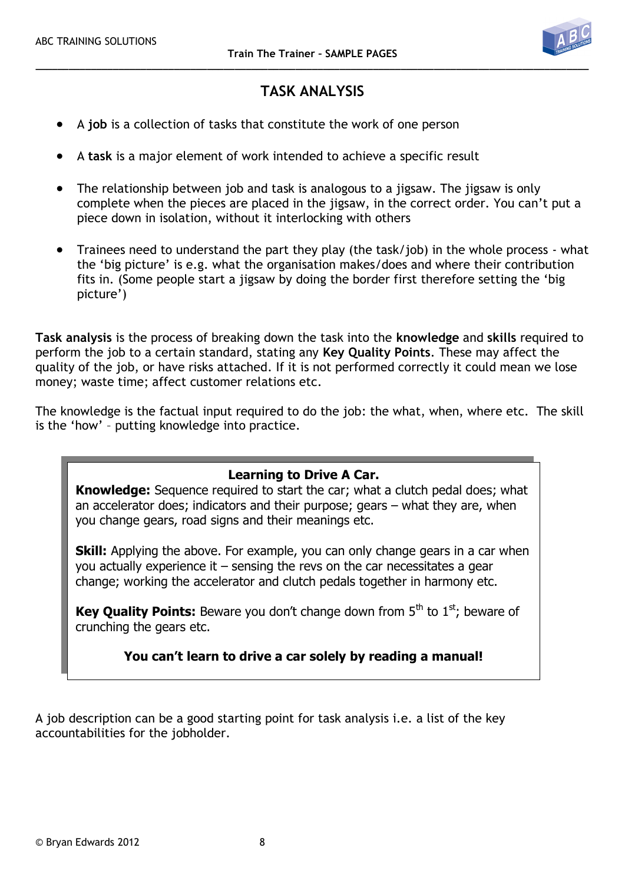# TASK ANALYSIS

- A **job** is a collection of tasks that constitute the work of one person
- A **task** is a major element of work intended to achieve a specific result
- The relationship between job and task is analogous to a jigsaw. The jigsaw is only complete when the pieces are placed in the jigsaw, in the correct order. You can't put a piece down in isolation, without it interlocking with others
- Trainees need to understand the part they play (the task/job) in the whole process - what the 'big picture' is e.g. what the organisation makes/does and where their contribution fits in. (Some people start a jigsaw by doing the border first therefore setting the 'big picture')

**Task analysis** is the process of breaking down the task into the **knowledge** and **skills** required to perform the job to a certain standard, stating any **Key Quality Points**. These may affect the quality of the job, or have risks attached. If it is not performed correctly it could mean we lose money; waste time; affect customer relations etc.

The knowledge is the factual input required to do the job: the what, when, where etc. The skill is the 'how' – putting knowledge into practice.

> **Learning to Drive A Car.**
>
> **Knowledge:** Sequence required to start the car; what a clutch pedal does; what an accelerator does; indicators and their purpose; gears – what they are, when you change gears, road signs and their meanings etc.
>
> **Skill:** Applying the above. For example, you can only change gears in a car when you actually experience it – sensing the revs on the car necessitates a gear change; working the accelerator and clutch pedals together in harmony etc.
>
> **Key Quality Points:** Beware you don't change down from 5th to 1st; beware of crunching the gears etc.
>
> **You can't learn to drive a car solely by reading a manual!**

A job description can be a good starting point for task analysis i.e. a list of the key accountabilities for the jobholder.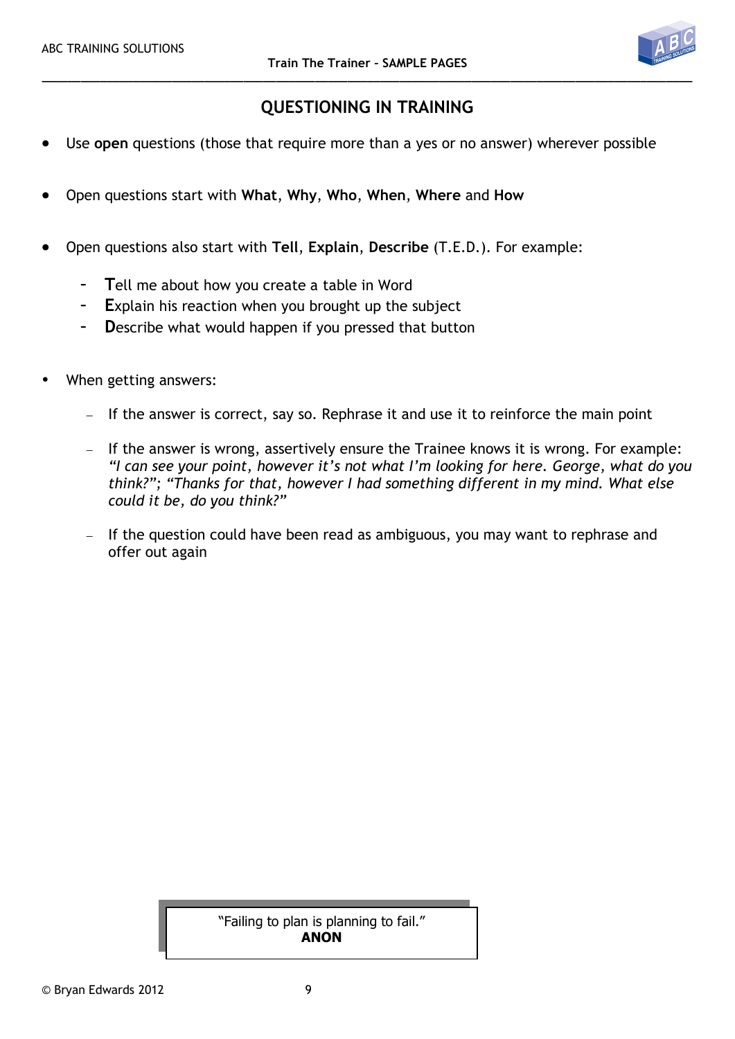## QUESTIONING IN TRAINING

- Use **open** questions (those that require more than a yes or no answer) wherever possible

- Open questions start with **What**, **Why**, **Who**, **When**, **Where** and **How**

- Open questions also start with **Tell**, **Explain**, **Describe** (T.E.D.). For example:

  - **T**ell me about how you create a table in Word
  - **E**xplain his reaction when you brought up the subject
  - **D**escribe what would happen if you pressed that button

- When getting answers:

  - If the answer is correct, say so. Rephrase it and use it to reinforce the main point

  - If the answer is wrong, assertively ensure the Trainee knows it is wrong. For example: *"I can see your point, however it's not what I'm looking for here. George, what do you think?"; "Thanks for that, however I had something different in my mind. What else could it be, do you think?"*

  - If the question could have been read as ambiguous, you may want to rephrase and offer out again

> "Failing to plan is planning to fail."
> **ANON**

© Bryan Edwards 2012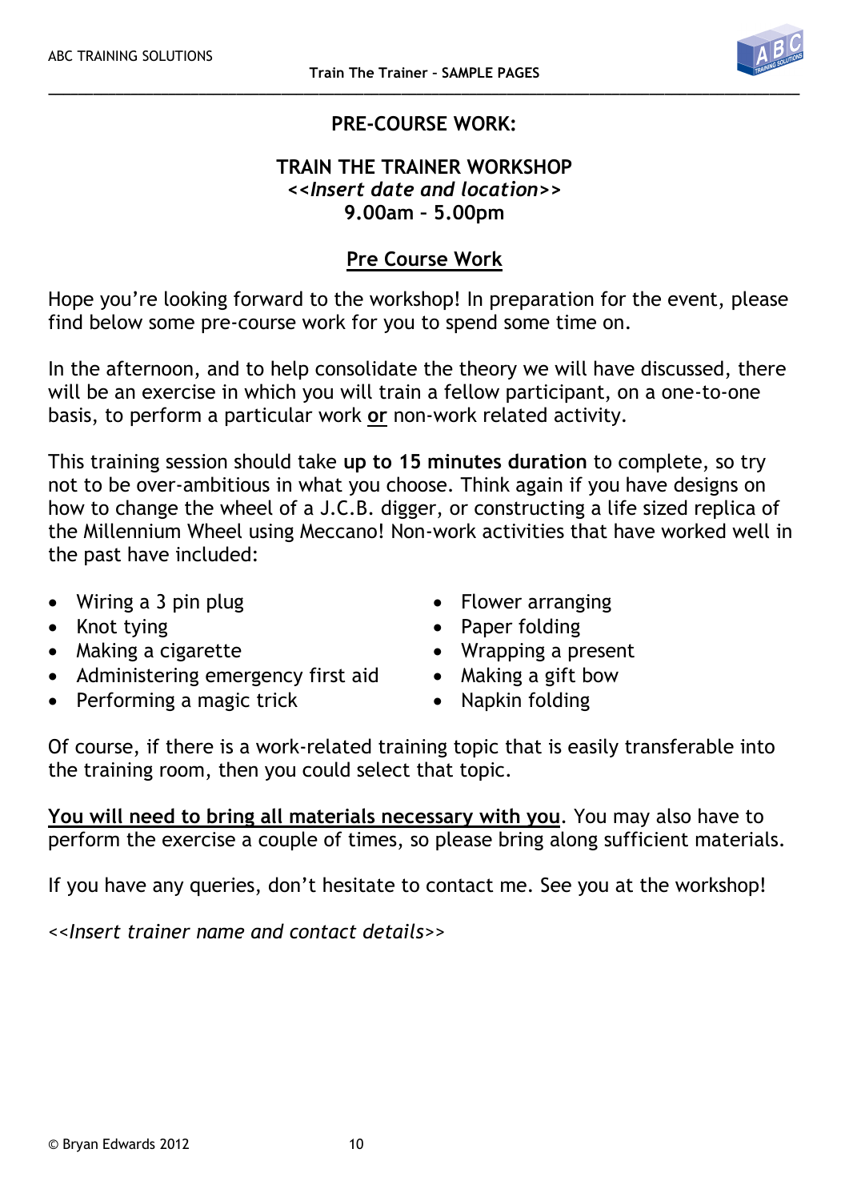# PRE-COURSE WORK:

## TRAIN THE TRAINER WORKSHOP
***<<Insert date and location>>***
**9.00am – 5.00pm**

## Pre Course Work

Hope you're looking forward to the workshop! In preparation for the event, please find below some pre-course work for you to spend some time on.

In the afternoon, and to help consolidate the theory we will have discussed, there will be an exercise in which you will train a fellow participant, on a one-to-one basis, to perform a particular work **or** non-work related activity.

This training session should take **up to 15 minutes duration** to complete, so try not to be over-ambitious in what you choose. Think again if you have designs on how to change the wheel of a J.C.B. digger, or constructing a life sized replica of the Millennium Wheel using Meccano! Non-work activities that have worked well in the past have included:

- Wiring a 3 pin plug
- Knot tying
- Making a cigarette
- Administering emergency first aid
- Performing a magic trick
- Flower arranging
- Paper folding
- Wrapping a present
- Making a gift bow
- Napkin folding

Of course, if there is a work-related training topic that is easily transferable into the training room, then you could select that topic.

**You will need to bring all materials necessary with you**. You may also have to perform the exercise a couple of times, so please bring along sufficient materials.

If you have any queries, don't hesitate to contact me. See you at the workshop!

*<<Insert trainer name and contact details>>*